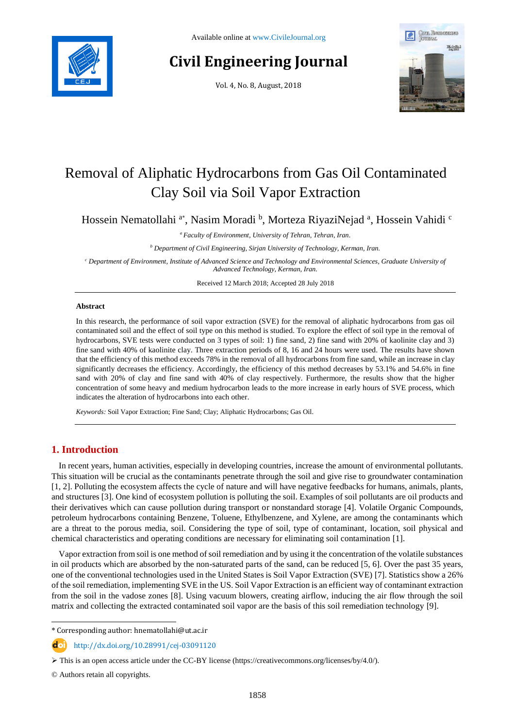# Removal of Aliphatic Hydrocarbons from Gas Oil Contaminated Clay Soil via Soil Vapor Extraction

Hossein Nematollahi [a*], Nasim Moradi [b], Morteza RiyaziNejad [a], Hossein Vahidi [c]

[a] *Faculty of Environment, University of Tehran, Tehran, Iran.*

[b] *Department of Civil Engineering, Sirjan University of Technology, Kerman, Iran.*

[c] *Department of Environment, Institute of Advanced Science and Technology and Environmental Sciences, Graduate University of Advanced Technology, Kerman, Iran.*

Received 12 March 2018; Accepted 28 July 2018

**Abstract**

In this research, the performance of soil vapor extraction (SVE) for the removal of aliphatic hydrocarbons from gas oil contaminated soil and the effect of soil type on this method is studied. To explore the effect of soil type in the removal of hydrocarbons, SVE tests were conducted on 3 types of soil: 1) fine sand, 2) fine sand with 20% of kaolinite clay and 3) fine sand with 40% of kaolinite clay. Three extraction periods of 8, 16 and 24 hours were used. The results have shown that the efficiency of this method exceeds 78% in the removal of all hydrocarbons from fine sand, while an increase in clay significantly decreases the efficiency. Accordingly, the efficiency of this method decreases by 53.1% and 54.6% in fine sand with 20% of clay and fine sand with 40% of clay respectively. Furthermore, the results show that the higher concentration of some heavy and medium hydrocarbon leads to the more increase in early hours of SVE process, which indicates the alteration of hydrocarbons into each other.

*Keywords:* Soil Vapor Extraction; Fine Sand; Clay; Aliphatic Hydrocarbons; Gas Oil.

## 1. Introduction

In recent years, human activities, especially in developing countries, increase the amount of environmental pollutants. This situation will be crucial as the contaminants penetrate through the soil and give rise to groundwater contamination [1, 2]. Polluting the ecosystem affects the cycle of nature and will have negative feedbacks for humans, animals, plants, and structures [3]. One kind of ecosystem pollution is polluting the soil. Examples of soil pollutants are oil products and their derivatives which can cause pollution during transport or nonstandard storage [4]. Volatile Organic Compounds, petroleum hydrocarbons containing Benzene, Toluene, Ethylbenzene, and Xylene, are among the contaminants which are a threat to the porous media, soil. Considering the type of soil, type of contaminant, location, soil physical and chemical characteristics and operating conditions are necessary for eliminating soil contamination [1].

Vapor extraction from soil is one method of soil remediation and by using it the concentration of the volatile substances in oil products which are absorbed by the non-saturated parts of the sand, can be reduced [5, 6]. Over the past 35 years, one of the conventional technologies used in the United States is Soil Vapor Extraction (SVE) [7]. Statistics show a 26% of the soil remediation, implementing SVE in the US. Soil Vapor Extraction is an efficient way of contaminant extraction from the soil in the vadose zones [8]. Using vacuum blowers, creating airflow, inducing the air flow through the soil matrix and collecting the extracted contaminated soil vapor are the basis of this soil remediation technology [9].

---

* Corresponding author: hnematollahi@ut.ac.ir

http://dx.doi.org/10.28991/cej-03091120

➢ This is an open access article under the CC-BY license (https://creativecommons.org/licenses/by/4.0/).

© Authors retain all copyrights.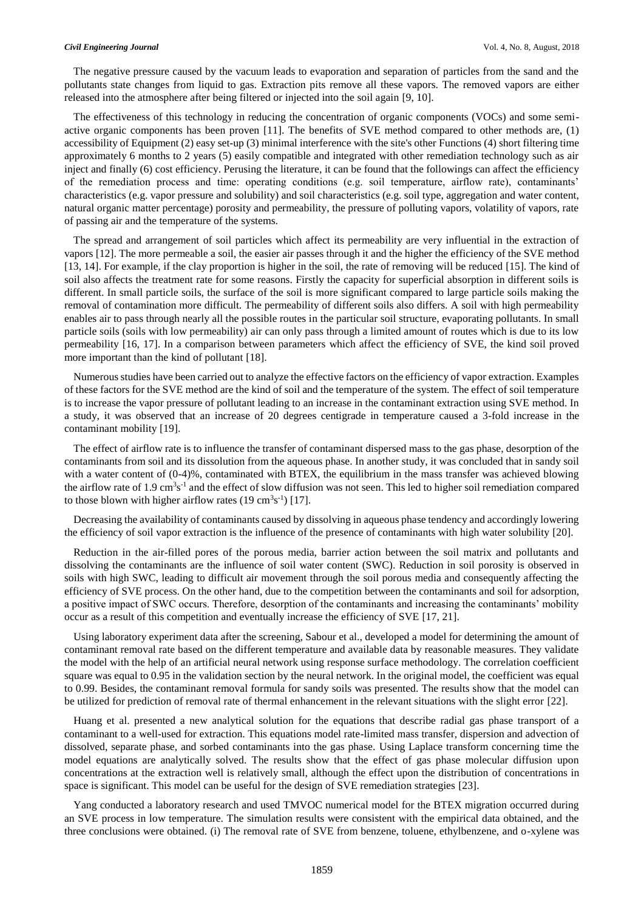The negative pressure caused by the vacuum leads to evaporation and separation of particles from the sand and the pollutants state changes from liquid to gas. Extraction pits remove all these vapors. The removed vapors are either released into the atmosphere after being filtered or injected into the soil again [9, 10].

The effectiveness of this technology in reducing the concentration of organic components (VOCs) and some semi-active organic components has been proven [11]. The benefits of SVE method compared to other methods are, (1) accessibility of Equipment (2) easy set-up (3) minimal interference with the site's other Functions (4) short filtering time approximately 6 months to 2 years (5) easily compatible and integrated with other remediation technology such as air inject and finally (6) cost efficiency. Perusing the literature, it can be found that the followings can affect the efficiency of the remediation process and time: operating conditions (e.g. soil temperature, airflow rate), contaminants' characteristics (e.g. vapor pressure and solubility) and soil characteristics (e.g. soil type, aggregation and water content, natural organic matter percentage) porosity and permeability, the pressure of polluting vapors, volatility of vapors, rate of passing air and the temperature of the systems.

The spread and arrangement of soil particles which affect its permeability are very influential in the extraction of vapors [12]. The more permeable a soil, the easier air passes through it and the higher the efficiency of the SVE method [13, 14]. For example, if the clay proportion is higher in the soil, the rate of removing will be reduced [15]. The kind of soil also affects the treatment rate for some reasons. Firstly the capacity for superficial absorption in different soils is different. In small particle soils, the surface of the soil is more significant compared to large particle soils making the removal of contamination more difficult. The permeability of different soils also differs. A soil with high permeability enables air to pass through nearly all the possible routes in the particular soil structure, evaporating pollutants. In small particle soils (soils with low permeability) air can only pass through a limited amount of routes which is due to its low permeability [16, 17]. In a comparison between parameters which affect the efficiency of SVE, the kind soil proved more important than the kind of pollutant [18].

Numerous studies have been carried out to analyze the effective factors on the efficiency of vapor extraction. Examples of these factors for the SVE method are the kind of soil and the temperature of the system. The effect of soil temperature is to increase the vapor pressure of pollutant leading to an increase in the contaminant extraction using SVE method. In a study, it was observed that an increase of 20 degrees centigrade in temperature caused a 3-fold increase in the contaminant mobility [19].

The effect of airflow rate is to influence the transfer of contaminant dispersed mass to the gas phase, desorption of the contaminants from soil and its dissolution from the aqueous phase. In another study, it was concluded that in sandy soil with a water content of (0-4)%, contaminated with BTEX, the equilibrium in the mass transfer was achieved blowing the airflow rate of 1.9 $cm^3s^{-1}$ and the effect of slow diffusion was not seen. This led to higher soil remediation compared to those blown with higher airflow rates (19 $cm^3s^{-1}$) [17].

Decreasing the availability of contaminants caused by dissolving in aqueous phase tendency and accordingly lowering the efficiency of soil vapor extraction is the influence of the presence of contaminants with high water solubility [20].

Reduction in the air-filled pores of the porous media, barrier action between the soil matrix and pollutants and dissolving the contaminants are the influence of soil water content (SWC). Reduction in soil porosity is observed in soils with high SWC, leading to difficult air movement through the soil porous media and consequently affecting the efficiency of SVE process. On the other hand, due to the competition between the contaminants and soil for adsorption, a positive impact of SWC occurs. Therefore, desorption of the contaminants and increasing the contaminants' mobility occur as a result of this competition and eventually increase the efficiency of SVE [17, 21].

Using laboratory experiment data after the screening, Sabour et al., developed a model for determining the amount of contaminant removal rate based on the different temperature and available data by reasonable measures. They validate the model with the help of an artificial neural network using response surface methodology. The correlation coefficient square was equal to 0.95 in the validation section by the neural network. In the original model, the coefficient was equal to 0.99. Besides, the contaminant removal formula for sandy soils was presented. The results show that the model can be utilized for prediction of removal rate of thermal enhancement in the relevant situations with the slight error [22].

Huang et al. presented a new analytical solution for the equations that describe radial gas phase transport of a contaminant to a well-used for extraction. This equations model rate-limited mass transfer, dispersion and advection of dissolved, separate phase, and sorbed contaminants into the gas phase. Using Laplace transform concerning time the model equations are analytically solved. The results show that the effect of gas phase molecular diffusion upon concentrations at the extraction well is relatively small, although the effect upon the distribution of concentrations in space is significant. This model can be useful for the design of SVE remediation strategies [23].

Yang conducted a laboratory research and used TMVOC numerical model for the BTEX migration occurred during an SVE process in low temperature. The simulation results were consistent with the empirical data obtained, and the three conclusions were obtained. (i) The removal rate of SVE from benzene, toluene, ethylbenzene, and o-xylene was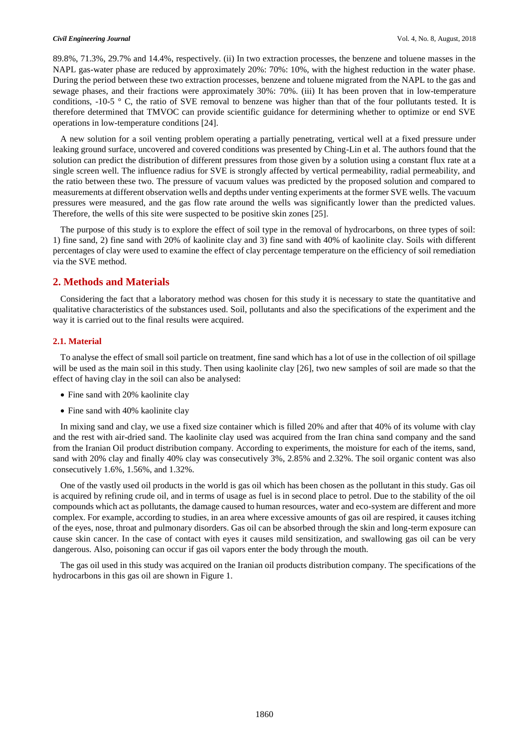89.8%, 71.3%, 29.7% and 14.4%, respectively. (ii) In two extraction processes, the benzene and toluene masses in the NAPL gas-water phase are reduced by approximately 20%: 70%: 10%, with the highest reduction in the water phase. During the period between these two extraction processes, benzene and toluene migrated from the NAPL to the gas and sewage phases, and their fractions were approximately 30%: 70%. (iii) It has been proven that in low-temperature conditions, -10-5 ° C, the ratio of SVE removal to benzene was higher than that of the four pollutants tested. It is therefore determined that TMVOC can provide scientific guidance for determining whether to optimize or end SVE operations in low-temperature conditions [24].

A new solution for a soil venting problem operating a partially penetrating, vertical well at a fixed pressure under leaking ground surface, uncovered and covered conditions was presented by Ching-Lin et al. The authors found that the solution can predict the distribution of different pressures from those given by a solution using a constant flux rate at a single screen well. The influence radius for SVE is strongly affected by vertical permeability, radial permeability, and the ratio between these two. The pressure of vacuum values was predicted by the proposed solution and compared to measurements at different observation wells and depths under venting experiments at the former SVE wells. The vacuum pressures were measured, and the gas flow rate around the wells was significantly lower than the predicted values. Therefore, the wells of this site were suspected to be positive skin zones [25].

The purpose of this study is to explore the effect of soil type in the removal of hydrocarbons, on three types of soil: 1) fine sand, 2) fine sand with 20% of kaolinite clay and 3) fine sand with 40% of kaolinite clay. Soils with different percentages of clay were used to examine the effect of clay percentage temperature on the efficiency of soil remediation via the SVE method.

## 2. Methods and Materials

Considering the fact that a laboratory method was chosen for this study it is necessary to state the quantitative and qualitative characteristics of the substances used. Soil, pollutants and also the specifications of the experiment and the way it is carried out to the final results were acquired.

### 2.1. Material

To analyse the effect of small soil particle on treatment, fine sand which has a lot of use in the collection of oil spillage will be used as the main soil in this study. Then using kaolinite clay [26], two new samples of soil are made so that the effect of having clay in the soil can also be analysed:

- Fine sand with 20% kaolinite clay
- Fine sand with 40% kaolinite clay

In mixing sand and clay, we use a fixed size container which is filled 20% and after that 40% of its volume with clay and the rest with air-dried sand. The kaolinite clay used was acquired from the Iran china sand company and the sand from the Iranian Oil product distribution company. According to experiments, the moisture for each of the items, sand, sand with 20% clay and finally 40% clay was consecutively 3%, 2.85% and 2.32%. The soil organic content was also consecutively 1.6%, 1.56%, and 1.32%.

One of the vastly used oil products in the world is gas oil which has been chosen as the pollutant in this study. Gas oil is acquired by refining crude oil, and in terms of usage as fuel is in second place to petrol. Due to the stability of the oil compounds which act as pollutants, the damage caused to human resources, water and eco-system are different and more complex. For example, according to studies, in an area where excessive amounts of gas oil are respired, it causes itching of the eyes, nose, throat and pulmonary disorders. Gas oil can be absorbed through the skin and long-term exposure can cause skin cancer. In the case of contact with eyes it causes mild sensitization, and swallowing gas oil can be very dangerous. Also, poisoning can occur if gas oil vapors enter the body through the mouth.

The gas oil used in this study was acquired on the Iranian oil products distribution company. The specifications of the hydrocarbons in this gas oil are shown in Figure 1.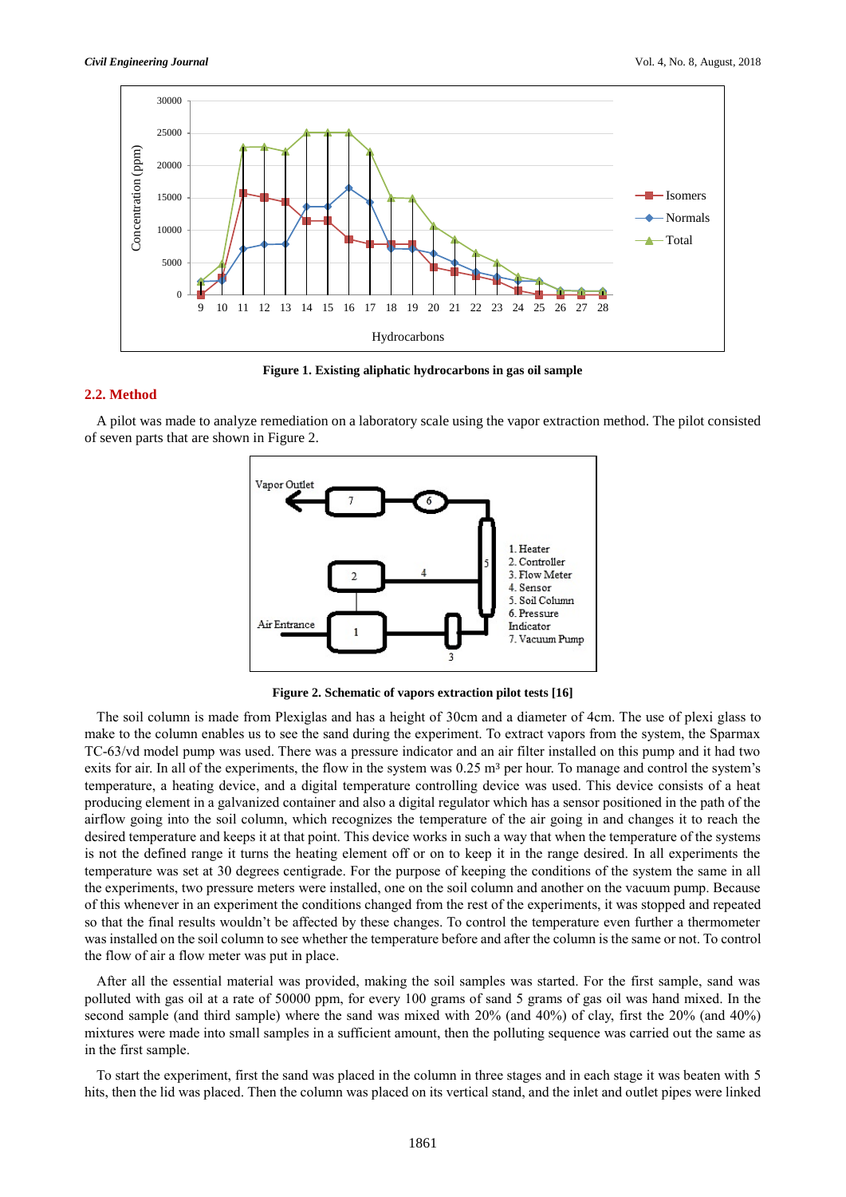Figure 1. Existing aliphatic hydrocarbons in gas oil sample

## 2.2. Method

A pilot was made to analyze remediation on a laboratory scale using the vapor extraction method. The pilot consisted of seven parts that are shown in Figure 2.

Figure 2. Schematic of vapors extraction pilot tests [16]

The soil column is made from Plexiglas and has a height of 30cm and a diameter of 4cm. The use of plexi glass to make to the column enables us to see the sand during the experiment. To extract vapors from the system, the Sparmax TC-63/vd model pump was used. There was a pressure indicator and an air filter installed on this pump and it had two exits for air. In all of the experiments, the flow in the system was 0.25 $m^3$ per hour. To manage and control the system's temperature, a heating device, and a digital temperature controlling device was used. This device consists of a heat producing element in a galvanized container and also a digital regulator which has a sensor positioned in the path of the airflow going into the soil column, which recognizes the temperature of the air going in and changes it to reach the desired temperature and keeps it at that point. This device works in such a way that when the temperature of the systems is not the defined range it turns the heating element off or on to keep it in the range desired. In all experiments the temperature was set at 30 degrees centigrade. For the purpose of keeping the conditions of the system the same in all the experiments, two pressure meters were installed, one on the soil column and another on the vacuum pump. Because of this whenever in an experiment the conditions changed from the rest of the experiments, it was stopped and repeated so that the final results wouldn't be affected by these changes. To control the temperature even further a thermometer was installed on the soil column to see whether the temperature before and after the column is the same or not. To control the flow of air a flow meter was put in place.

After all the essential material was provided, making the soil samples was started. For the first sample, sand was polluted with gas oil at a rate of 50000 ppm, for every 100 grams of sand 5 grams of gas oil was hand mixed. In the second sample (and third sample) where the sand was mixed with 20% (and 40%) of clay, first the 20% (and 40%) mixtures were made into small samples in a sufficient amount, then the polluting sequence was carried out the same as in the first sample.

To start the experiment, first the sand was placed in the column in three stages and in each stage it was beaten with 5 hits, then the lid was placed. Then the column was placed on its vertical stand, and the inlet and outlet pipes were linked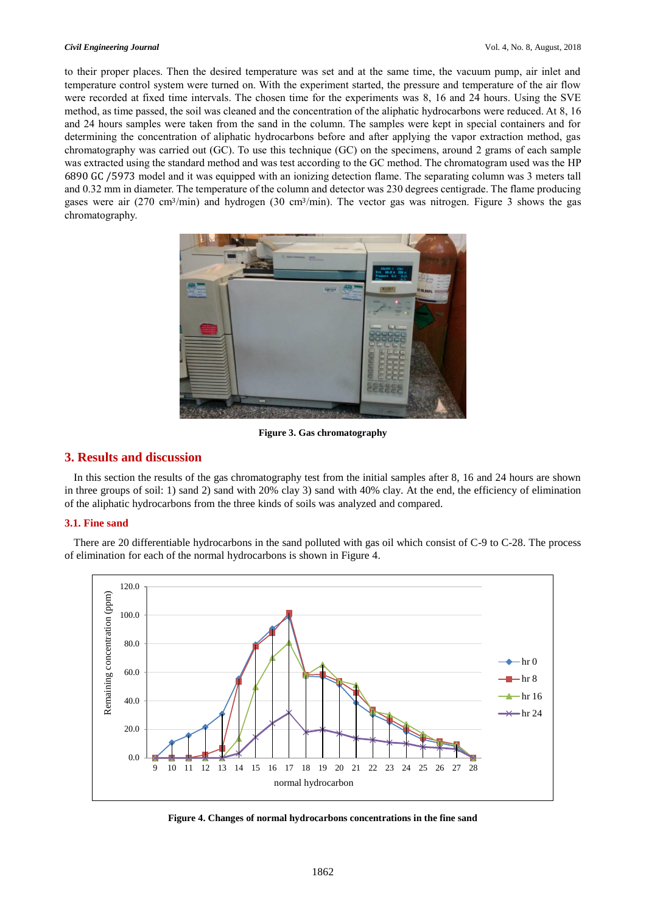to their proper places. Then the desired temperature was set and at the same time, the vacuum pump, air inlet and temperature control system were turned on. With the experiment started, the pressure and temperature of the air flow were recorded at fixed time intervals. The chosen time for the experiments was 8, 16 and 24 hours. Using the SVE method, as time passed, the soil was cleaned and the concentration of the aliphatic hydrocarbons were reduced. At 8, 16 and 24 hours samples were taken from the sand in the column. The samples were kept in special containers and for determining the concentration of aliphatic hydrocarbons before and after applying the vapor extraction method, gas chromatography was carried out (GC). To use this technique (GC) on the specimens, around 2 grams of each sample was extracted using the standard method and was test according to the GC method. The chromatogram used was the HP 6890 GC /5973 model and it was equipped with an ionizing detection flame. The separating column was 3 meters tall and 0.32 mm in diameter. The temperature of the column and detector was 230 degrees centigrade. The flame producing gases were air (270 cm³/min) and hydrogen (30 cm³/min). The vector gas was nitrogen. Figure 3 shows the gas chromatography.

**Figure 3. Gas chromatography**

## 3. Results and discussion

In this section the results of the gas chromatography test from the initial samples after 8, 16 and 24 hours are shown in three groups of soil: 1) sand 2) sand with 20% clay 3) sand with 40% clay. At the end, the efficiency of elimination of the aliphatic hydrocarbons from the three kinds of soils was analyzed and compared.

### 3.1. Fine sand

There are 20 differentiable hydrocarbons in the sand polluted with gas oil which consist of C-9 to C-28. The process of elimination for each of the normal hydrocarbons is shown in Figure 4.

**Figure 4. Changes of normal hydrocarbons concentrations in the fine sand**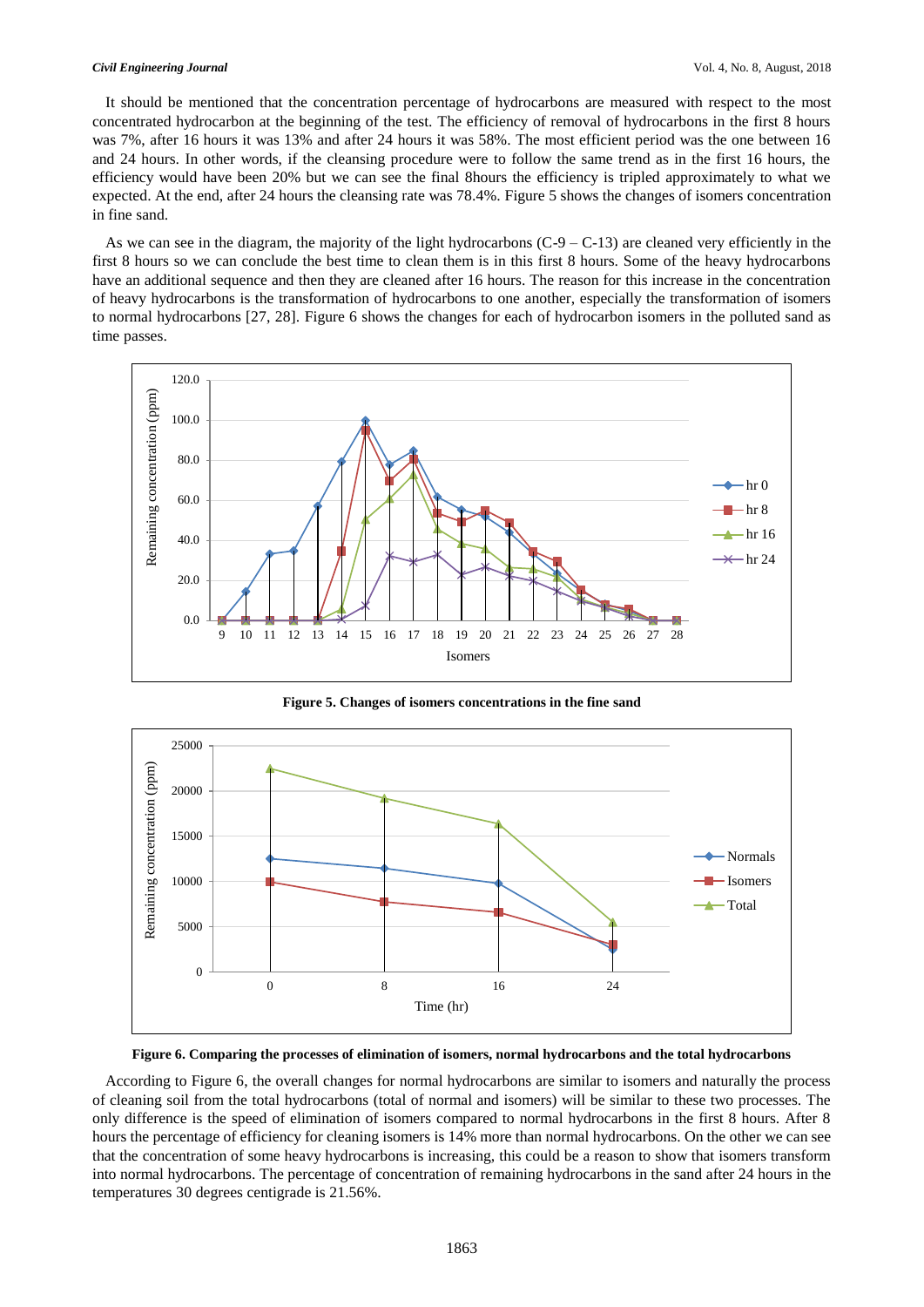It should be mentioned that the concentration percentage of hydrocarbons are measured with respect to the most concentrated hydrocarbon at the beginning of the test. The efficiency of removal of hydrocarbons in the first 8 hours was 7%, after 16 hours it was 13% and after 24 hours it was 58%. The most efficient period was the one between 16 and 24 hours. In other words, if the cleansing procedure were to follow the same trend as in the first 16 hours, the efficiency would have been 20% but we can see the final 8hours the efficiency is tripled approximately to what we expected. At the end, after 24 hours the cleansing rate was 78.4%. Figure 5 shows the changes of isomers concentration in fine sand.

As we can see in the diagram, the majority of the light hydrocarbons (C-9 – C-13) are cleaned very efficiently in the first 8 hours so we can conclude the best time to clean them is in this first 8 hours. Some of the heavy hydrocarbons have an additional sequence and then they are cleaned after 16 hours. The reason for this increase in the concentration of heavy hydrocarbons is the transformation of hydrocarbons to one another, especially the transformation of isomers to normal hydrocarbons [27, 28]. Figure 6 shows the changes for each of hydrocarbon isomers in the polluted sand as time passes.

**Figure 5. Changes of isomers concentrations in the fine sand**

**Figure 6. Comparing the processes of elimination of isomers, normal hydrocarbons and the total hydrocarbons**

According to Figure 6, the overall changes for normal hydrocarbons are similar to isomers and naturally the process of cleaning soil from the total hydrocarbons (total of normal and isomers) will be similar to these two processes. The only difference is the speed of elimination of isomers compared to normal hydrocarbons in the first 8 hours. After 8 hours the percentage of efficiency for cleaning isomers is 14% more than normal hydrocarbons. On the other we can see that the concentration of some heavy hydrocarbons is increasing, this could be a reason to show that isomers transform into normal hydrocarbons. The percentage of concentration of remaining hydrocarbons in the sand after 24 hours in the temperatures 30 degrees centigrade is 21.56%.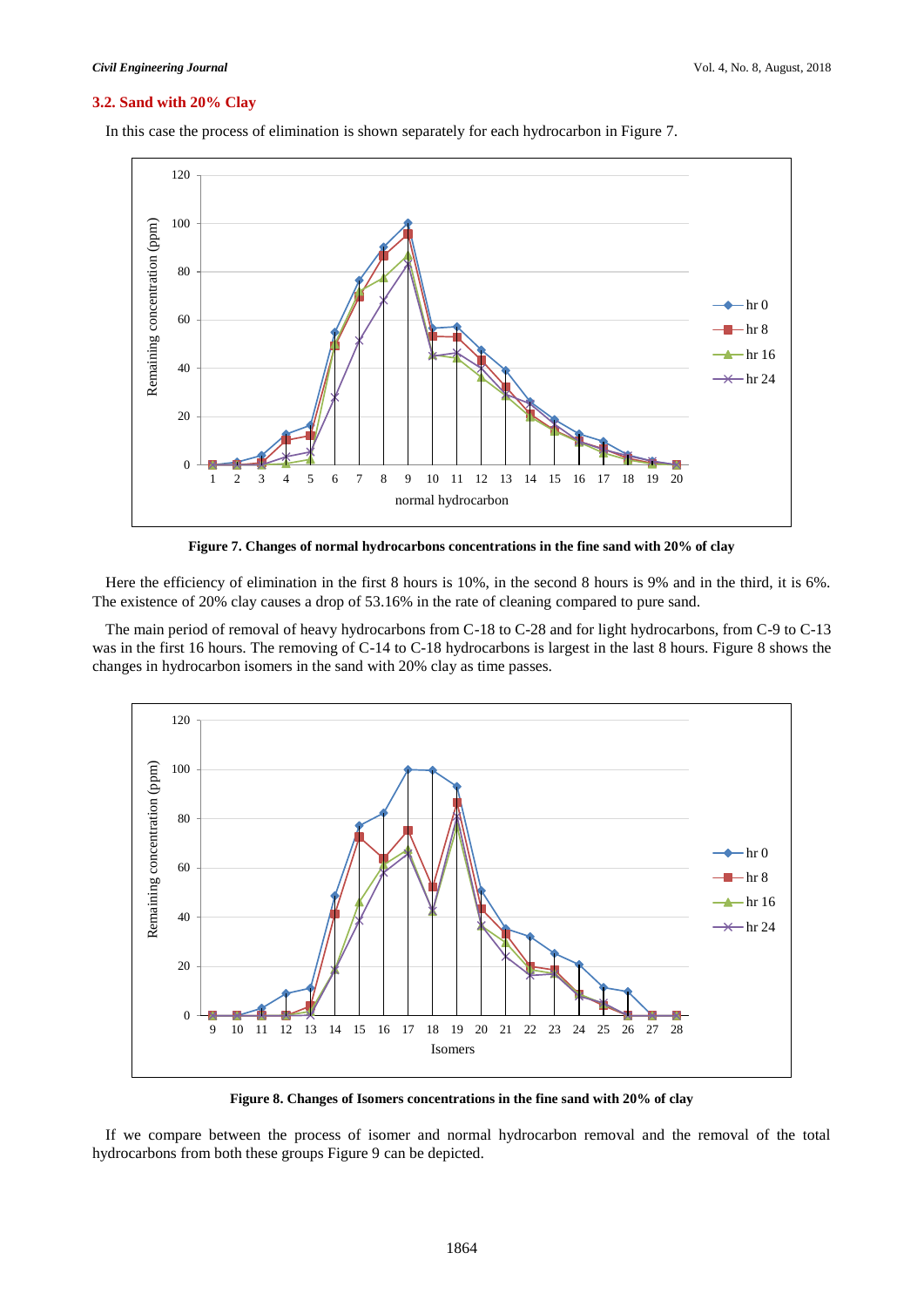### 3.2. Sand with 20% Clay

In this case the process of elimination is shown separately for each hydrocarbon in Figure 7.

**Figure 7. Changes of normal hydrocarbons concentrations in the fine sand with 20% of clay**

Here the efficiency of elimination in the first 8 hours is 10%, in the second 8 hours is 9% and in the third, it is 6%. The existence of 20% clay causes a drop of 53.16% in the rate of cleaning compared to pure sand.

The main period of removal of heavy hydrocarbons from C-18 to C-28 and for light hydrocarbons, from C-9 to C-13 was in the first 16 hours. The removing of C-14 to C-18 hydrocarbons is largest in the last 8 hours. Figure 8 shows the changes in hydrocarbon isomers in the sand with 20% clay as time passes.

**Figure 8. Changes of Isomers concentrations in the fine sand with 20% of clay**

If we compare between the process of isomer and normal hydrocarbon removal and the removal of the total hydrocarbons from both these groups Figure 9 can be depicted.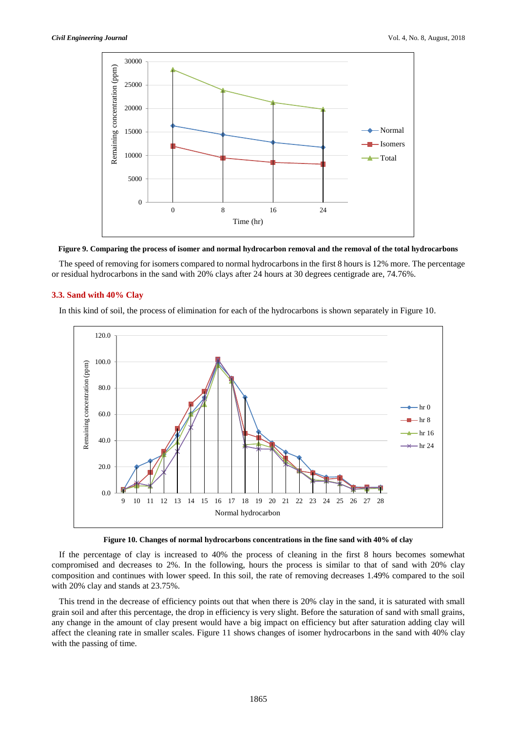**Figure 9. Comparing the process of isomer and normal hydrocarbon removal and the removal of the total hydrocarbons**

The speed of removing for isomers compared to normal hydrocarbons in the first 8 hours is 12% more. The percentage or residual hydrocarbons in the sand with 20% clays after 24 hours at 30 degrees centigrade are, 74.76%.

### 3.3. Sand with 40% Clay

In this kind of soil, the process of elimination for each of the hydrocarbons is shown separately in Figure 10.

**Figure 10. Changes of normal hydrocarbons concentrations in the fine sand with 40% of clay**

If the percentage of clay is increased to 40% the process of cleaning in the first 8 hours becomes somewhat compromised and decreases to 2%. In the following, hours the process is similar to that of sand with 20% clay composition and continues with lower speed. In this soil, the rate of removing decreases 1.49% compared to the soil with 20% clay and stands at 23.75%.

This trend in the decrease of efficiency points out that when there is 20% clay in the sand, it is saturated with small grain soil and after this percentage, the drop in efficiency is very slight. Before the saturation of sand with small grains, any change in the amount of clay present would have a big impact on efficiency but after saturation adding clay will affect the cleaning rate in smaller scales. Figure 11 shows changes of isomer hydrocarbons in the sand with 40% clay with the passing of time.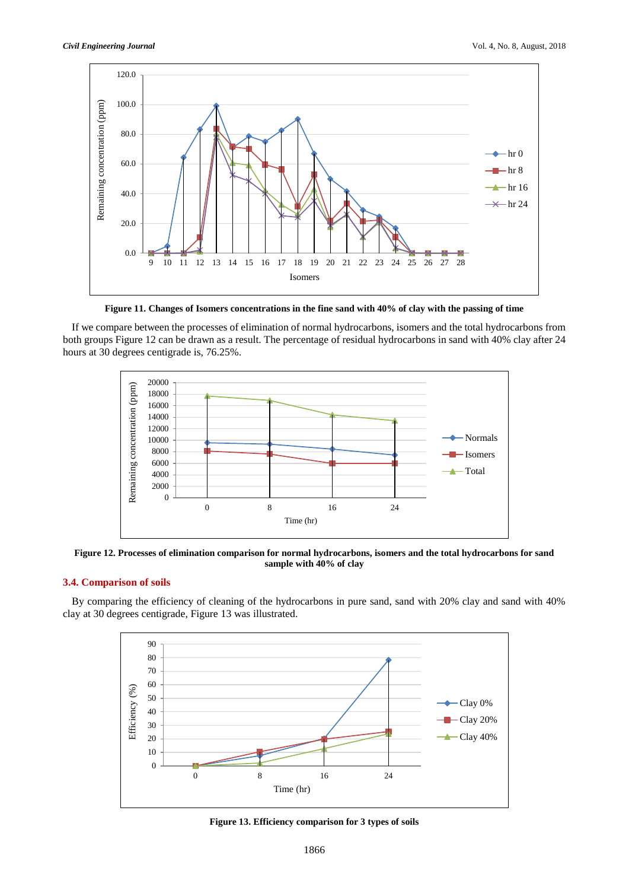**Figure 11. Changes of Isomers concentrations in the fine sand with 40% of clay with the passing of time**

If we compare between the processes of elimination of normal hydrocarbons, isomers and the total hydrocarbons from both groups Figure 12 can be drawn as a result. The percentage of residual hydrocarbons in sand with 40% clay after 24 hours at 30 degrees centigrade is, 76.25%.

**Figure 12. Processes of elimination comparison for normal hydrocarbons, isomers and the total hydrocarbons for sand sample with 40% of clay**

## 3.4. Comparison of soils

By comparing the efficiency of cleaning of the hydrocarbons in pure sand, sand with 20% clay and sand with 40% clay at 30 degrees centigrade, Figure 13 was illustrated.

**Figure 13. Efficiency comparison for 3 types of soils**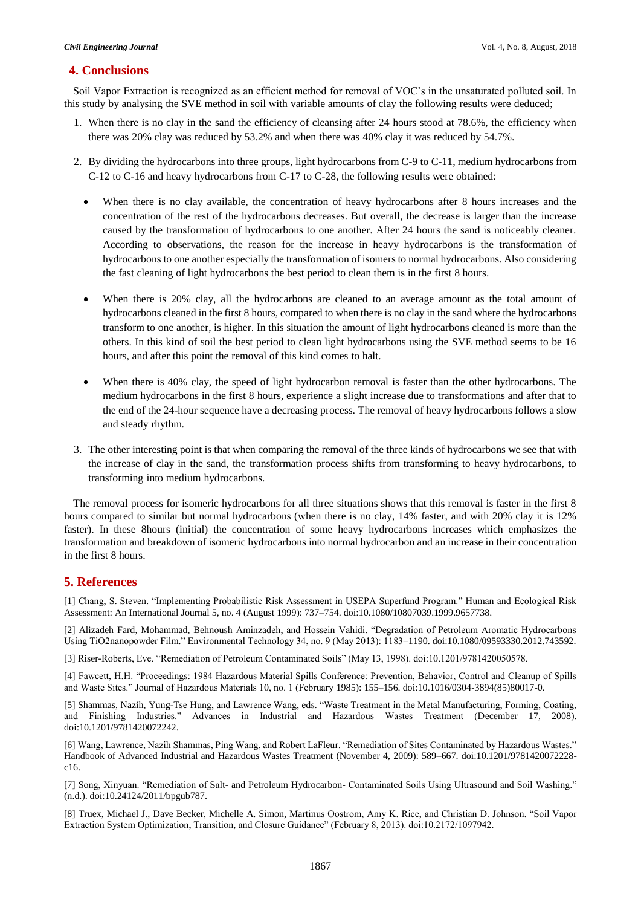## 4. Conclusions

Soil Vapor Extraction is recognized as an efficient method for removal of VOC's in the unsaturated polluted soil. In this study by analysing the SVE method in soil with variable amounts of clay the following results were deduced;

1. When there is no clay in the sand the efficiency of cleansing after 24 hours stood at 78.6%, the efficiency when there was 20% clay was reduced by 53.2% and when there was 40% clay it was reduced by 54.7%.

2. By dividing the hydrocarbons into three groups, light hydrocarbons from C-9 to C-11, medium hydrocarbons from C-12 to C-16 and heavy hydrocarbons from C-17 to C-28, the following results were obtained:

   - When there is no clay available, the concentration of heavy hydrocarbons after 8 hours increases and the concentration of the rest of the hydrocarbons decreases. But overall, the decrease is larger than the increase caused by the transformation of hydrocarbons to one another. After 24 hours the sand is noticeably cleaner. According to observations, the reason for the increase in heavy hydrocarbons is the transformation of hydrocarbons to one another especially the transformation of isomers to normal hydrocarbons. Also considering the fast cleaning of light hydrocarbons the best period to clean them is in the first 8 hours.

   - When there is 20% clay, all the hydrocarbons are cleaned to an average amount as the total amount of hydrocarbons cleaned in the first 8 hours, compared to when there is no clay in the sand where the hydrocarbons transform to one another, is higher. In this situation the amount of light hydrocarbons cleaned is more than the others. In this kind of soil the best period to clean light hydrocarbons using the SVE method seems to be 16 hours, and after this point the removal of this kind comes to halt.

   - When there is 40% clay, the speed of light hydrocarbon removal is faster than the other hydrocarbons. The medium hydrocarbons in the first 8 hours, experience a slight increase due to transformations and after that to the end of the 24-hour sequence have a decreasing process. The removal of heavy hydrocarbons follows a slow and steady rhythm.

3. The other interesting point is that when comparing the removal of the three kinds of hydrocarbons we see that with the increase of clay in the sand, the transformation process shifts from transforming to heavy hydrocarbons, to transforming into medium hydrocarbons.

The removal process for isomeric hydrocarbons for all three situations shows that this removal is faster in the first 8 hours compared to similar but normal hydrocarbons (when there is no clay, 14% faster, and with 20% clay it is 12% faster). In these 8hours (initial) the concentration of some heavy hydrocarbons increases which emphasizes the transformation and breakdown of isomeric hydrocarbons into normal hydrocarbon and an increase in their concentration in the first 8 hours.

## 5. References

[1] Chang, S. Steven. "Implementing Probabilistic Risk Assessment in USEPA Superfund Program." Human and Ecological Risk Assessment: An International Journal 5, no. 4 (August 1999): 737–754. doi:10.1080/10807039.1999.9657738.

[2] Alizadeh Fard, Mohammad, Behnoush Aminzadeh, and Hossein Vahidi. "Degradation of Petroleum Aromatic Hydrocarbons Using TiO2nanopowder Film." Environmental Technology 34, no. 9 (May 2013): 1183–1190. doi:10.1080/09593330.2012.743592.

[3] Riser-Roberts, Eve. "Remediation of Petroleum Contaminated Soils" (May 13, 1998). doi:10.1201/9781420050578.

[4] Fawcett, H.H. "Proceedings: 1984 Hazardous Material Spills Conference: Prevention, Behavior, Control and Cleanup of Spills and Waste Sites." Journal of Hazardous Materials 10, no. 1 (February 1985): 155–156. doi:10.1016/0304-3894(85)80017-0.

[5] Shammas, Nazih, Yung-Tse Hung, and Lawrence Wang, eds. "Waste Treatment in the Metal Manufacturing, Forming, Coating, and Finishing Industries." Advances in Industrial and Hazardous Wastes Treatment (December 17, 2008). doi:10.1201/9781420072242.

[6] Wang, Lawrence, Nazih Shammas, Ping Wang, and Robert LaFleur. "Remediation of Sites Contaminated by Hazardous Wastes." Handbook of Advanced Industrial and Hazardous Wastes Treatment (November 4, 2009): 589–667. doi:10.1201/9781420072228-c16.

[7] Song, Xinyuan. "Remediation of Salt- and Petroleum Hydrocarbon- Contaminated Soils Using Ultrasound and Soil Washing." (n.d.). doi:10.24124/2011/bpgub787.

[8] Truex, Michael J., Dave Becker, Michelle A. Simon, Martinus Oostrom, Amy K. Rice, and Christian D. Johnson. "Soil Vapor Extraction System Optimization, Transition, and Closure Guidance" (February 8, 2013). doi:10.2172/1097942.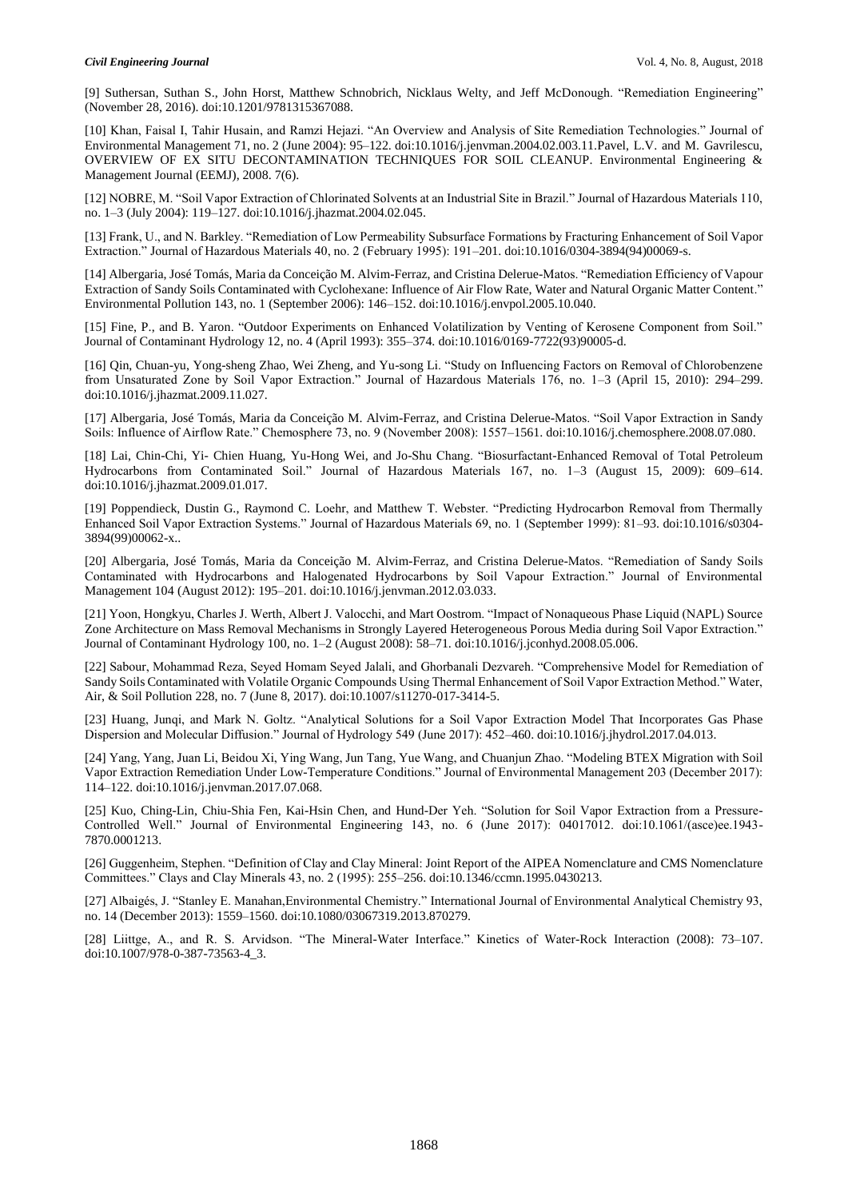[9] Suthersan, Suthan S., John Horst, Matthew Schnobrich, Nicklaus Welty, and Jeff McDonough. "Remediation Engineering" (November 28, 2016). doi:10.1201/9781315367088.

[10] Khan, Faisal I, Tahir Husain, and Ramzi Hejazi. "An Overview and Analysis of Site Remediation Technologies." Journal of Environmental Management 71, no. 2 (June 2004): 95–122. doi:10.1016/j.jenvman.2004.02.003.11.Pavel, L.V. and M. Gavrilescu, OVERVIEW OF EX SITU DECONTAMINATION TECHNIQUES FOR SOIL CLEANUP. Environmental Engineering & Management Journal (EEMJ), 2008. 7(6).

[12] NOBRE, M. "Soil Vapor Extraction of Chlorinated Solvents at an Industrial Site in Brazil." Journal of Hazardous Materials 110, no. 1–3 (July 2004): 119–127. doi:10.1016/j.jhazmat.2004.02.045.

[13] Frank, U., and N. Barkley. "Remediation of Low Permeability Subsurface Formations by Fracturing Enhancement of Soil Vapor Extraction." Journal of Hazardous Materials 40, no. 2 (February 1995): 191–201. doi:10.1016/0304-3894(94)00069-s.

[14] Albergaria, José Tomás, Maria da Conceição M. Alvim-Ferraz, and Cristina Delerue-Matos. "Remediation Efficiency of Vapour Extraction of Sandy Soils Contaminated with Cyclohexane: Influence of Air Flow Rate, Water and Natural Organic Matter Content." Environmental Pollution 143, no. 1 (September 2006): 146–152. doi:10.1016/j.envpol.2005.10.040.

[15] Fine, P., and B. Yaron. "Outdoor Experiments on Enhanced Volatilization by Venting of Kerosene Component from Soil." Journal of Contaminant Hydrology 12, no. 4 (April 1993): 355–374. doi:10.1016/0169-7722(93)90005-d.

[16] Qin, Chuan-yu, Yong-sheng Zhao, Wei Zheng, and Yu-song Li. "Study on Influencing Factors on Removal of Chlorobenzene from Unsaturated Zone by Soil Vapor Extraction." Journal of Hazardous Materials 176, no. 1–3 (April 15, 2010): 294–299. doi:10.1016/j.jhazmat.2009.11.027.

[17] Albergaria, José Tomás, Maria da Conceição M. Alvim-Ferraz, and Cristina Delerue-Matos. "Soil Vapor Extraction in Sandy Soils: Influence of Airflow Rate." Chemosphere 73, no. 9 (November 2008): 1557–1561. doi:10.1016/j.chemosphere.2008.07.080.

[18] Lai, Chin-Chi, Yi- Chien Huang, Yu-Hong Wei, and Jo-Shu Chang. "Biosurfactant-Enhanced Removal of Total Petroleum Hydrocarbons from Contaminated Soil." Journal of Hazardous Materials 167, no. 1–3 (August 15, 2009): 609–614. doi:10.1016/j.jhazmat.2009.01.017.

[19] Poppendieck, Dustin G., Raymond C. Loehr, and Matthew T. Webster. "Predicting Hydrocarbon Removal from Thermally Enhanced Soil Vapor Extraction Systems." Journal of Hazardous Materials 69, no. 1 (September 1999): 81–93. doi:10.1016/s0304-3894(99)00062-x..

[20] Albergaria, José Tomás, Maria da Conceição M. Alvim-Ferraz, and Cristina Delerue-Matos. "Remediation of Sandy Soils Contaminated with Hydrocarbons and Halogenated Hydrocarbons by Soil Vapour Extraction." Journal of Environmental Management 104 (August 2012): 195–201. doi:10.1016/j.jenvman.2012.03.033.

[21] Yoon, Hongkyu, Charles J. Werth, Albert J. Valocchi, and Mart Oostrom. "Impact of Nonaqueous Phase Liquid (NAPL) Source Zone Architecture on Mass Removal Mechanisms in Strongly Layered Heterogeneous Porous Media during Soil Vapor Extraction." Journal of Contaminant Hydrology 100, no. 1–2 (August 2008): 58–71. doi:10.1016/j.jconhyd.2008.05.006.

[22] Sabour, Mohammad Reza, Seyed Homam Seyed Jalali, and Ghorbanali Dezvareh. "Comprehensive Model for Remediation of Sandy Soils Contaminated with Volatile Organic Compounds Using Thermal Enhancement of Soil Vapor Extraction Method." Water, Air, & Soil Pollution 228, no. 7 (June 8, 2017). doi:10.1007/s11270-017-3414-5.

[23] Huang, Junqi, and Mark N. Goltz. "Analytical Solutions for a Soil Vapor Extraction Model That Incorporates Gas Phase Dispersion and Molecular Diffusion." Journal of Hydrology 549 (June 2017): 452–460. doi:10.1016/j.jhydrol.2017.04.013.

[24] Yang, Yang, Juan Li, Beidou Xi, Ying Wang, Jun Tang, Yue Wang, and Chuanjun Zhao. "Modeling BTEX Migration with Soil Vapor Extraction Remediation Under Low-Temperature Conditions." Journal of Environmental Management 203 (December 2017): 114–122. doi:10.1016/j.jenvman.2017.07.068.

[25] Kuo, Ching-Lin, Chiu-Shia Fen, Kai-Hsin Chen, and Hund-Der Yeh. "Solution for Soil Vapor Extraction from a Pressure-Controlled Well." Journal of Environmental Engineering 143, no. 6 (June 2017): 04017012. doi:10.1061/(asce)ee.1943-7870.0001213.

[26] Guggenheim, Stephen. "Definition of Clay and Clay Mineral: Joint Report of the AIPEA Nomenclature and CMS Nomenclature Committees." Clays and Clay Minerals 43, no. 2 (1995): 255–256. doi:10.1346/ccmn.1995.0430213.

[27] Albaigés, J. "Stanley E. Manahan,Environmental Chemistry." International Journal of Environmental Analytical Chemistry 93, no. 14 (December 2013): 1559–1560. doi:10.1080/03067319.2013.870279.

[28] Liittge, A., and R. S. Arvidson. "The Mineral-Water Interface." Kinetics of Water-Rock Interaction (2008): 73–107. doi:10.1007/978-0-387-73563-4_3.